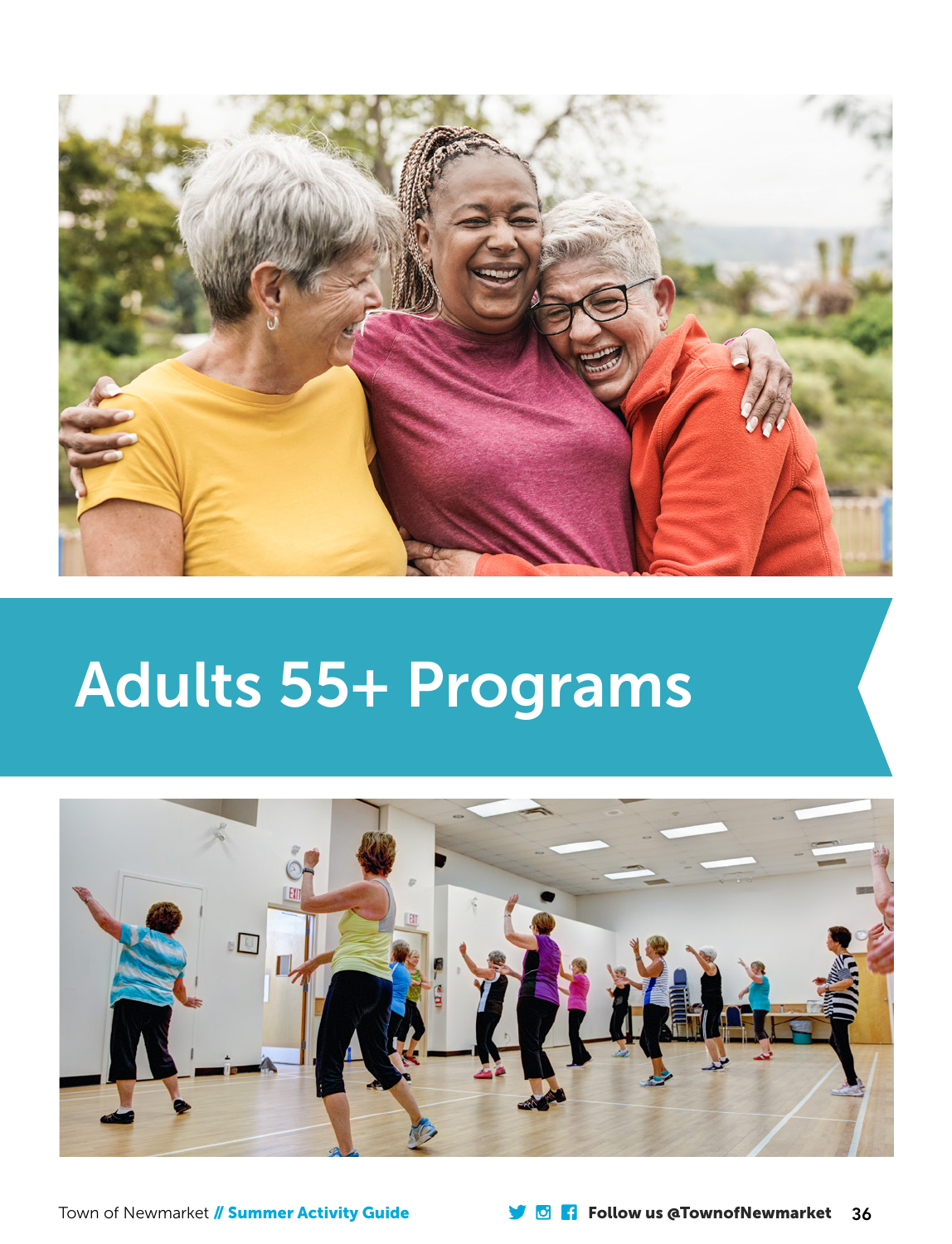# Adults 55+ Programs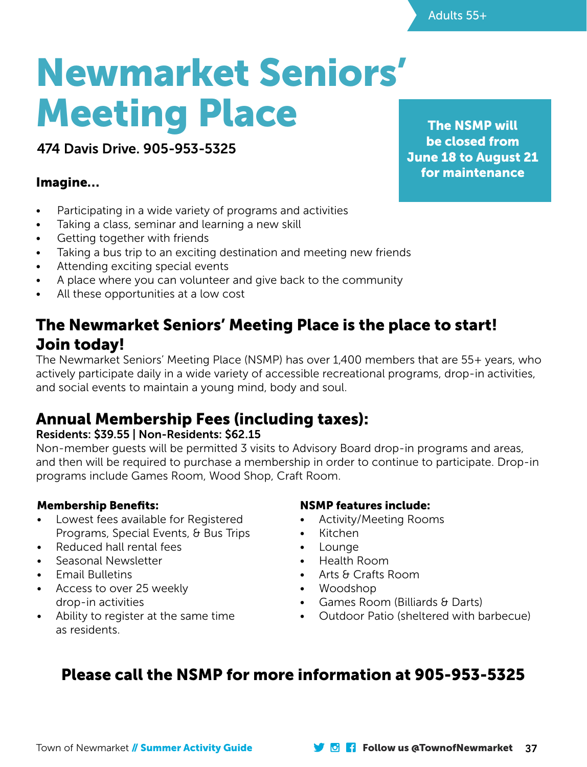Adults 55+

# Newmarket Seniors' Meeting Place

474 Davis Drive. 905-953-5325

**The NSMP will be closed from June 18 to August 21 for maintenance**

**Imagine...**

- Participating in a wide variety of programs and activities
- Taking a class, seminar and learning a new skill
- Getting together with friends
- Taking a bus trip to an exciting destination and meeting new friends
- Attending exciting special events
- A place where you can volunteer and give back to the community
- All these opportunities at a low cost

## The Newmarket Seniors' Meeting Place is the place to start! Join today!

The Newmarket Seniors' Meeting Place (NSMP) has over 1,400 members that are 55+ years, who actively participate daily in a wide variety of accessible recreational programs, drop-in activities, and social events to maintain a young mind, body and soul.

## Annual Membership Fees (including taxes):

**Residents: $39.55 | Non-Residents: $62.15**

Non-member guests will be permitted 3 visits to Advisory Board drop-in programs and areas, and then will be required to purchase a membership in order to continue to participate. Drop-in programs include Games Room, Wood Shop, Craft Room.

**Membership Benefits:**

- Lowest fees available for Registered Programs, Special Events, & Bus Trips
- Reduced hall rental fees
- Seasonal Newsletter
- Email Bulletins
- Access to over 25 weekly drop-in activities
- Ability to register at the same time as residents.

**NSMP features include:**

- Activity/Meeting Rooms
- Kitchen
- Lounge
- Health Room
- Arts & Crafts Room
- Woodshop
- Games Room (Billiards & Darts)
- Outdoor Patio (sheltered with barbecue)

**Please call the NSMP for more information at 905-953-5325**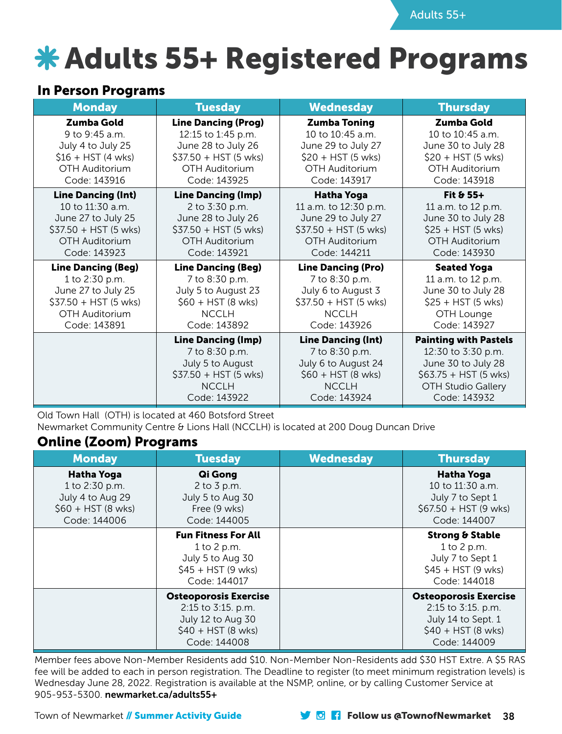# ✱ Adults 55+ Registered Programs

## In Person Programs

| Monday | Tuesday | Wednesday | Thursday |
|---|---|---|---|
| **Zumba Gold**<br>9 to 9:45 a.m.<br>July 4 to July 25<br>$16 + HST (4 wks)<br>OTH Auditorium<br>Code: 143916 | **Line Dancing (Prog)**<br>12:15 to 1:45 p.m.<br>June 28 to July 26<br>$37.50 + HST (5 wks)<br>OTH Auditorium<br>Code: 143925 | **Zumba Toning**<br>10 to 10:45 a.m.<br>June 29 to July 27<br>$20 + HST (5 wks)<br>OTH Auditorium<br>Code: 143917 | **Zumba Gold**<br>10 to 10:45 a.m.<br>June 30 to July 28<br>$20 + HST (5 wks)<br>OTH Auditorium<br>Code: 143918 |
| **Line Dancing (Int)**<br>10 to 11:30 a.m.<br>June 27 to July 25<br>$37.50 + HST (5 wks)<br>OTH Auditorium<br>Code: 143923 | **Line Dancing (Imp)**<br>2 to 3:30 p.m.<br>June 28 to July 26<br>$37.50 + HST (5 wks)<br>OTH Auditorium<br>Code: 143921 | **Hatha Yoga**<br>11 a.m. to 12:30 p.m.<br>June 29 to July 27<br>$37.50 + HST (5 wks)<br>OTH Auditorium<br>Code: 144211 | **Fit & 55+**<br>11 a.m. to 12 p.m.<br>June 30 to July 28<br>$25 + HST (5 wks)<br>OTH Auditorium<br>Code: 143930 |
| **Line Dancing (Beg)**<br>1 to 2:30 p.m.<br>June 27 to July 25<br>$37.50 + HST (5 wks)<br>OTH Auditorium<br>Code: 143891 | **Line Dancing (Beg)**<br>7 to 8:30 p.m.<br>July 5 to August 23<br>$60 + HST (8 wks)<br>NCCLH<br>Code: 143892 | **Line Dancing (Pro)**<br>7 to 8:30 p.m.<br>July 6 to August 3<br>$37.50 + HST (5 wks)<br>NCCLH<br>Code: 143926 | **Seated Yoga**<br>11 a.m. to 12 p.m.<br>June 30 to July 28<br>$25 + HST (5 wks)<br>OTH Lounge<br>Code: 143927 |
| | **Line Dancing (Imp)**<br>7 to 8:30 p.m.<br>July 5 to August<br>$37.50 + HST (5 wks)<br>NCCLH<br>Code: 143922 | **Line Dancing (Int)**<br>7 to 8:30 p.m.<br>July 6 to August 24<br>$60 + HST (8 wks)<br>NCCLH<br>Code: 143924 | **Painting with Pastels**<br>12:30 to 3:30 p.m.<br>June 30 to July 28<br>$63.75 + HST (5 wks)<br>OTH Studio Gallery<br>Code: 143932 |

Old Town Hall (OTH) is located at 460 Botsford Street
Newmarket Community Centre & Lions Hall (NCCLH) is located at 200 Doug Duncan Drive

## Online (Zoom) Programs

| Monday | Tuesday | Wednesday | Thursday |
|---|---|---|---|
| **Hatha Yoga**<br>1 to 2:30 p.m.<br>July 4 to Aug 29<br>$60 + HST (8 wks)<br>Code: 144006 | **Qi Gong**<br>2 to 3 p.m.<br>July 5 to Aug 30<br>Free (9 wks)<br>Code: 144005 | | **Hatha Yoga**<br>10 to 11:30 a.m.<br>July 7 to Sept 1<br>$67.50 + HST (9 wks)<br>Code: 144007 |
| | **Fun Fitness For All**<br>1 to 2 p.m.<br>July 5 to Aug 30<br>$45 + HST (9 wks)<br>Code: 144017 | | **Strong & Stable**<br>1 to 2 p.m.<br>July 7 to Sept 1<br>$45 + HST (9 wks)<br>Code: 144018 |
| | **Osteoporosis Exercise**<br>2:15 to 3:15. p.m.<br>July 12 to Aug 30<br>$40 + HST (8 wks)<br>Code: 144008 | | **Osteoporosis Exercise**<br>2:15 to 3:15. p.m.<br>July 14 to Sept. 1<br>$40 + HST (8 wks)<br>Code: 144009 |

Member fees above Non-Member Residents add $10. Non-Member Non-Residents add $30 HST Extre. A $5 RAS fee will be added to each in person registration. The Deadline to register (to meet minimum registration levels) is Wednesday June 28, 2022. Registration is available at the NSMP, online, or by calling Customer Service at 905-953-5300. **newmarket.ca/adults55+**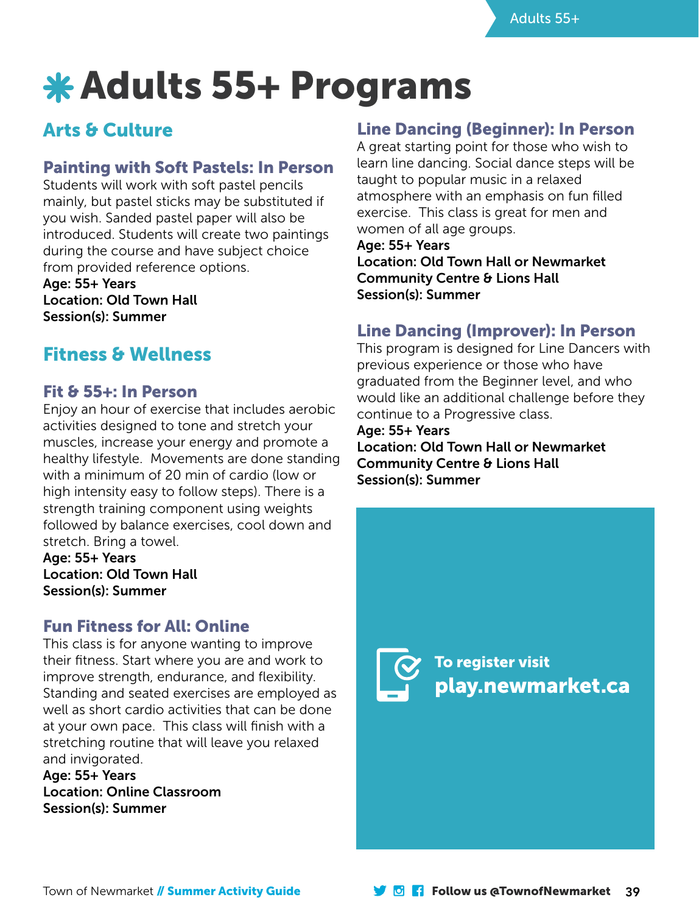# Adults 55+ Programs

## Arts & Culture

### Painting with Soft Pastels: In Person

Students will work with soft pastel pencils mainly, but pastel sticks may be substituted if you wish. Sanded pastel paper will also be introduced. Students will create two paintings during the course and have subject choice from provided reference options.

**Age: 55+ Years**
**Location: Old Town Hall**
**Session(s): Summer**

## Fitness & Wellness

### Fit & 55+: In Person

Enjoy an hour of exercise that includes aerobic activities designed to tone and stretch your muscles, increase your energy and promote a healthy lifestyle. Movements are done standing with a minimum of 20 min of cardio (low or high intensity easy to follow steps). There is a strength training component using weights followed by balance exercises, cool down and stretch. Bring a towel.

**Age: 55+ Years**
**Location: Old Town Hall**
**Session(s): Summer**

### Fun Fitness for All: Online

This class is for anyone wanting to improve their fitness. Start where you are and work to improve strength, endurance, and flexibility. Standing and seated exercises are employed as well as short cardio activities that can be done at your own pace. This class will finish with a stretching routine that will leave you relaxed and invigorated.

**Age: 55+ Years**
**Location: Online Classroom**
**Session(s): Summer**

### Line Dancing (Beginner): In Person

A great starting point for those who wish to learn line dancing. Social dance steps will be taught to popular music in a relaxed atmosphere with an emphasis on fun filled exercise. This class is great for men and women of all age groups.

**Age: 55+ Years**
**Location: Old Town Hall or Newmarket Community Centre & Lions Hall**
**Session(s): Summer**

### Line Dancing (Improver): In Person

This program is designed for Line Dancers with previous experience or those who have graduated from the Beginner level, and who would like an additional challenge before they continue to a Progressive class.

**Age: 55+ Years**
**Location: Old Town Hall or Newmarket Community Centre & Lions Hall**
**Session(s): Summer**

**To register visit**
**play.newmarket.ca**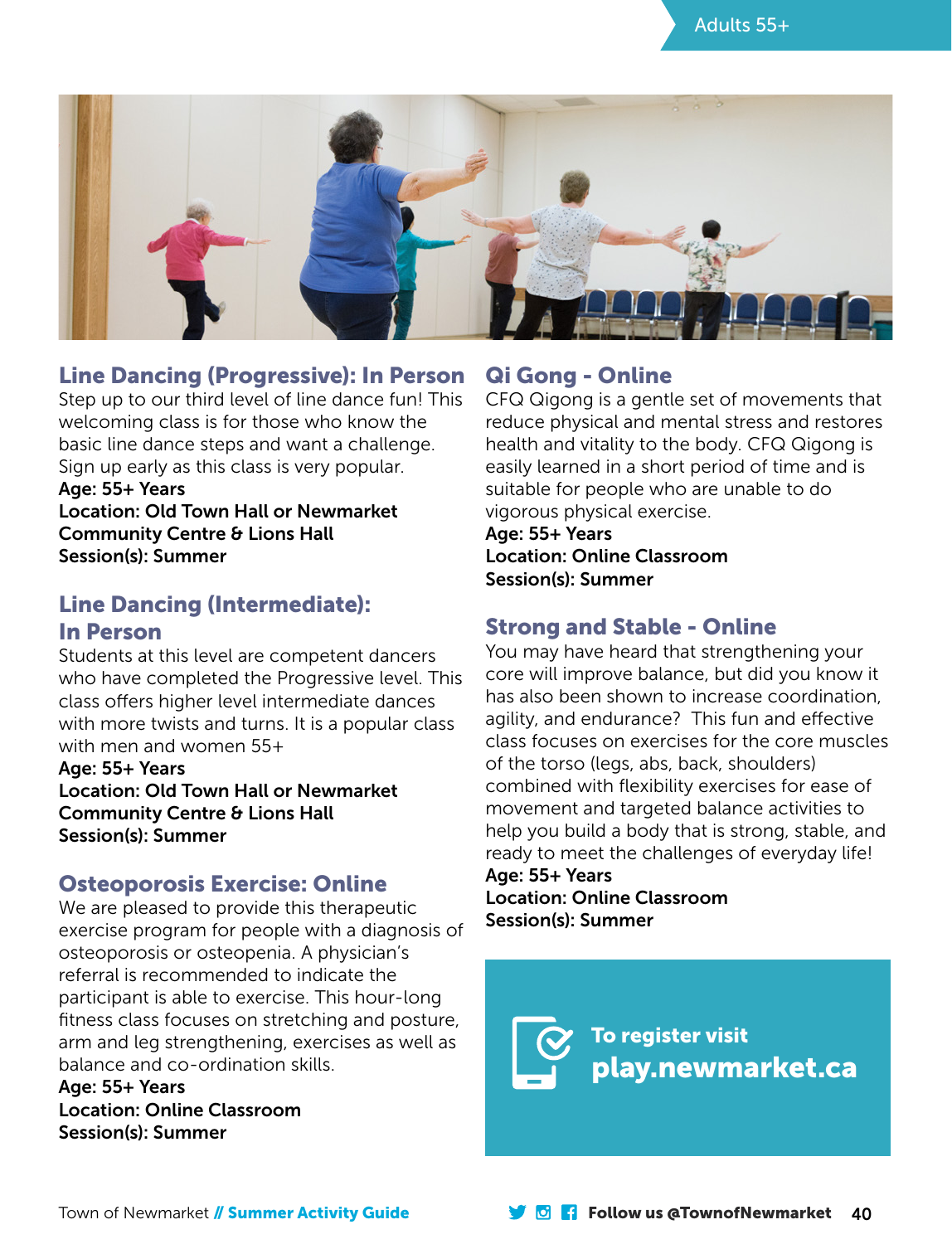## Line Dancing (Progressive): In Person

Step up to our third level of line dance fun! This welcoming class is for those who know the basic line dance steps and want a challenge. Sign up early as this class is very popular.

**Age: 55+ Years**
**Location: Old Town Hall or Newmarket Community Centre & Lions Hall**
**Session(s): Summer**

## Line Dancing (Intermediate): In Person

Students at this level are competent dancers who have completed the Progressive level. This class offers higher level intermediate dances with more twists and turns. It is a popular class with men and women 55+

**Age: 55+ Years**
**Location: Old Town Hall or Newmarket Community Centre & Lions Hall**
**Session(s): Summer**

## Osteoporosis Exercise: Online

We are pleased to provide this therapeutic exercise program for people with a diagnosis of osteoporosis or osteopenia. A physician's referral is recommended to indicate the participant is able to exercise. This hour-long fitness class focuses on stretching and posture, arm and leg strengthening, exercises as well as balance and co-ordination skills.

**Age: 55+ Years**
**Location: Online Classroom**
**Session(s): Summer**

## Qi Gong - Online

CFQ Qigong is a gentle set of movements that reduce physical and mental stress and restores health and vitality to the body. CFQ Qigong is easily learned in a short period of time and is suitable for people who are unable to do vigorous physical exercise.

**Age: 55+ Years**
**Location: Online Classroom**
**Session(s): Summer**

## Strong and Stable - Online

You may have heard that strengthening your core will improve balance, but did you know it has also been shown to increase coordination, agility, and endurance? This fun and effective class focuses on exercises for the core muscles of the torso (legs, abs, back, shoulders) combined with flexibility exercises for ease of movement and targeted balance activities to help you build a body that is strong, stable, and ready to meet the challenges of everyday life!

**Age: 55+ Years**
**Location: Online Classroom**
**Session(s): Summer**

**To register visit**
**play.newmarket.ca**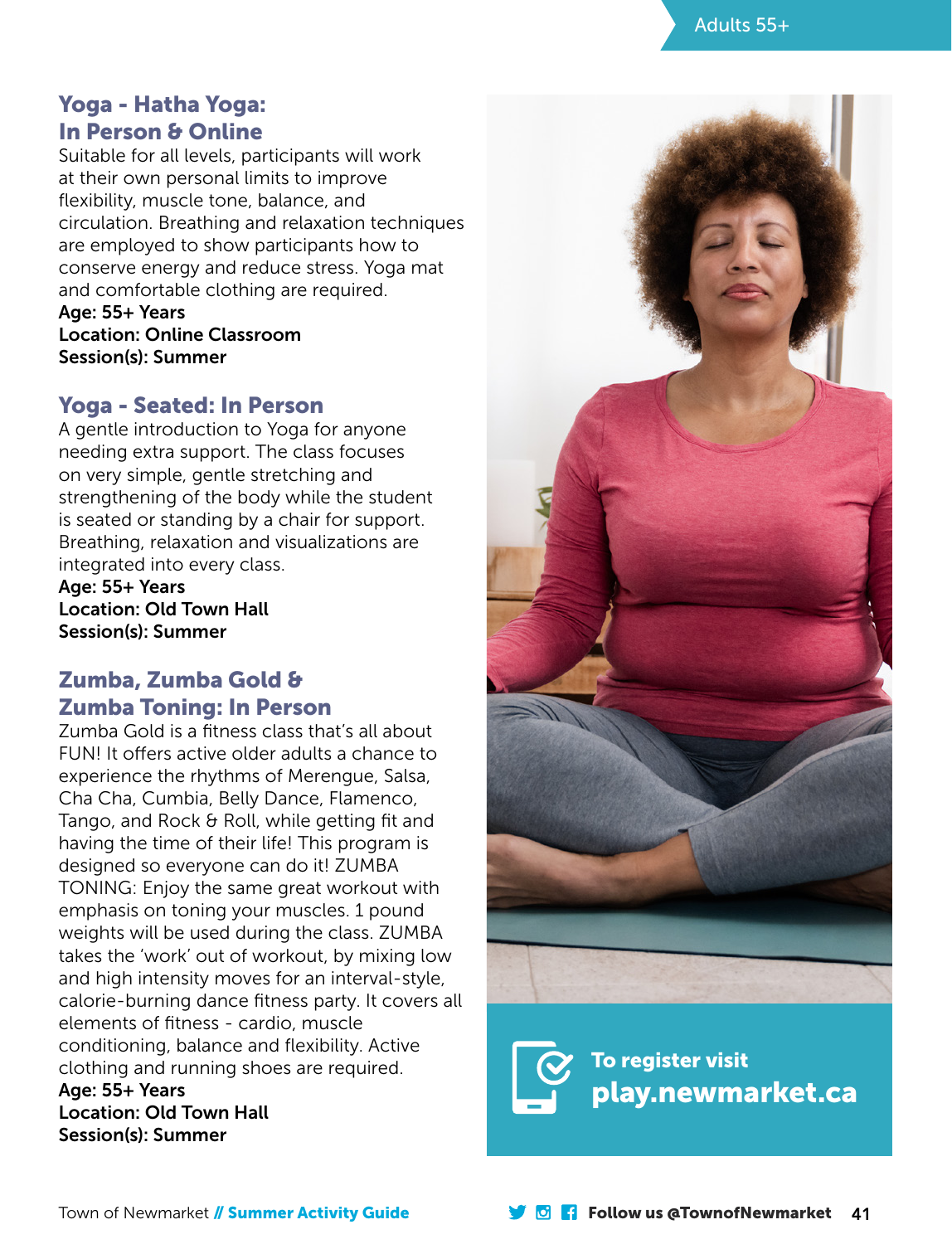## Yoga - Hatha Yoga: In Person & Online

Suitable for all levels, participants will work at their own personal limits to improve flexibility, muscle tone, balance, and circulation. Breathing and relaxation techniques are employed to show participants how to conserve energy and reduce stress. Yoga mat and comfortable clothing are required.

**Age: 55+ Years**
**Location: Online Classroom**
**Session(s): Summer**

## Yoga - Seated: In Person

A gentle introduction to Yoga for anyone needing extra support. The class focuses on very simple, gentle stretching and strengthening of the body while the student is seated or standing by a chair for support. Breathing, relaxation and visualizations are integrated into every class.

**Age: 55+ Years**
**Location: Old Town Hall**
**Session(s): Summer**

## Zumba, Zumba Gold & Zumba Toning: In Person

Zumba Gold is a fitness class that's all about FUN! It offers active older adults a chance to experience the rhythms of Merengue, Salsa, Cha Cha, Cumbia, Belly Dance, Flamenco, Tango, and Rock & Roll, while getting fit and having the time of their life! This program is designed so everyone can do it! ZUMBA TONING: Enjoy the same great workout with emphasis on toning your muscles. 1 pound weights will be used during the class. ZUMBA takes the 'work' out of workout, by mixing low and high intensity moves for an interval-style, calorie-burning dance fitness party. It covers all elements of fitness - cardio, muscle conditioning, balance and flexibility. Active clothing and running shoes are required.

**Age: 55+ Years**
**Location: Old Town Hall**
**Session(s): Summer**

**To register visit**
**play.newmarket.ca**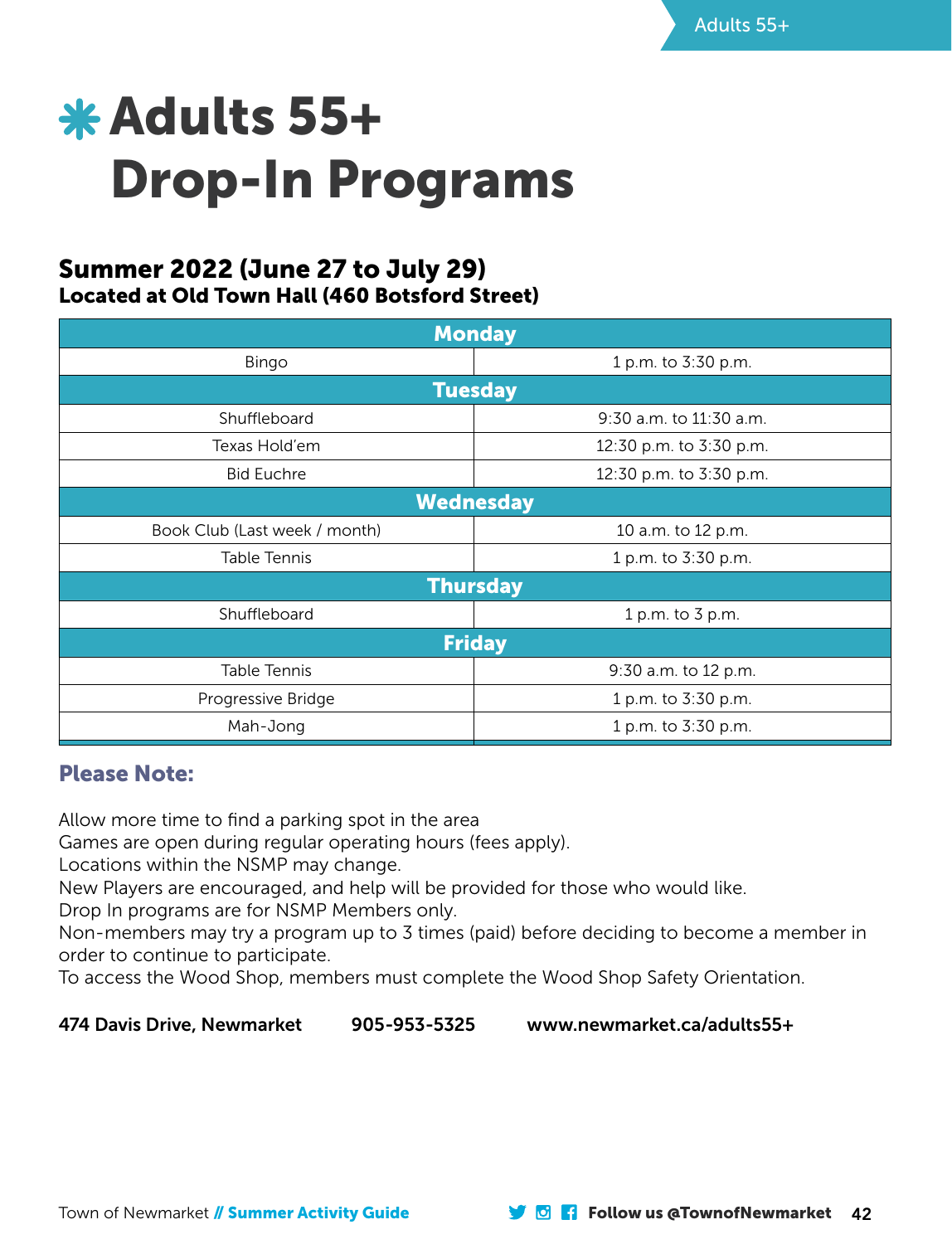# Adults 55+ Drop-In Programs

## Summer 2022 (June 27 to July 29)

**Located at Old Town Hall (460 Botsford Street)**

| | |
|---|---|
| **Monday** | |
| Bingo | 1 p.m. to 3:30 p.m. |
| **Tuesday** | |
| Shuffleboard | 9:30 a.m. to 11:30 a.m. |
| Texas Hold'em | 12:30 p.m. to 3:30 p.m. |
| Bid Euchre | 12:30 p.m. to 3:30 p.m. |
| **Wednesday** | |
| Book Club (Last week / month) | 10 a.m. to 12 p.m. |
| Table Tennis | 1 p.m. to 3:30 p.m. |
| **Thursday** | |
| Shuffleboard | 1 p.m. to 3 p.m. |
| **Friday** | |
| Table Tennis | 9:30 a.m. to 12 p.m. |
| Progressive Bridge | 1 p.m. to 3:30 p.m. |
| Mah-Jong | 1 p.m. to 3:30 p.m. |

### Please Note:

Allow more time to find a parking spot in the area
Games are open during regular operating hours (fees apply).
Locations within the NSMP may change.
New Players are encouraged, and help will be provided for those who would like.
Drop In programs are for NSMP Members only.
Non-members may try a program up to 3 times (paid) before deciding to become a member in order to continue to participate.
To access the Wood Shop, members must complete the Wood Shop Safety Orientation.

**474 Davis Drive, Newmarket** **905-953-5325** **www.newmarket.ca/adults55+**